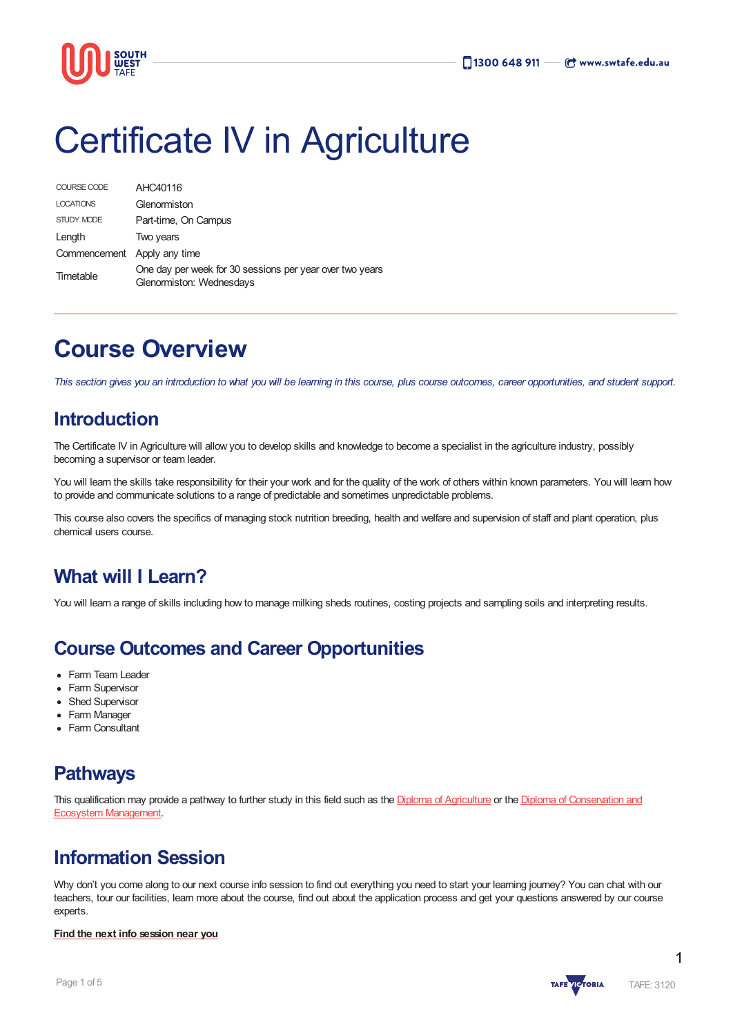# Certificate IV in Agriculture

| | |
|---|---|
| COURSE CODE | AHC40116 |
| LOCATIONS | Glenormiston |
| STUDY MODE | Part-time, On Campus |
| Length | Two years |
| Commencement | Apply any time |
| Timetable | One day per week for 30 sessions per year over two years<br>Glenormiston: Wednesdays |

## Course Overview

*This section gives you an introduction to what you will be learning in this course, plus course outcomes, career opportunities, and student support.*

### Introduction

The Certificate IV in Agriculture will allow you to develop skills and knowledge to become a specialist in the agriculture industry, possibly becoming a supervisor or team leader.

You will learn the skills take responsibility for their your work and for the quality of the work of others within known parameters. You will learn how to provide and communicate solutions to a range of predictable and sometimes unpredictable problems.

This course also covers the specifics of managing stock nutrition breeding, health and welfare and supervision of staff and plant operation, plus chemical users course.

### What will I Learn?

You will learn a range of skills including how to manage milking sheds routines, costing projects and sampling soils and interpreting results.

### Course Outcomes and Career Opportunities

- Farm Team Leader
- Farm Supervisor
- Shed Supervisor
- Farm Manager
- Farm Consultant

### Pathways

This qualification may provide a pathway to further study in this field such as the Diploma of Agriculture or the Diploma of Conservation and Ecosystem Management.

### Information Session

Why don't you come along to our next course info session to find out everything you need to start your learning journey? You can chat with our teachers, tour our facilities, learn more about the course, find out about the application process and get your questions answered by our course experts.

**Find the next info session near you**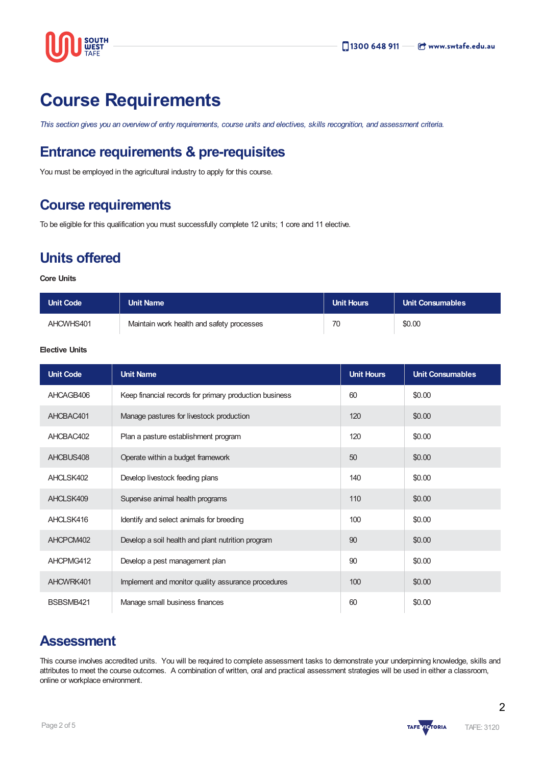# Course Requirements

*This section gives you an overview of entry requirements, course units and electives, skills recognition, and assessment criteria.*

## Entrance requirements & pre-requisites

You must be employed in the agricultural industry to apply for this course.

## Course requirements

To be eligible for this qualification you must successfully complete 12 units; 1 core and 11 elective.

## Units offered

**Core Units**

| Unit Code | Unit Name | Unit Hours | Unit Consumables |
|---|---|---|---|
| AHCWHS401 | Maintain work health and safety processes | 70 | $0.00 |

**Elective Units**

| Unit Code | Unit Name | Unit Hours | Unit Consumables |
|---|---|---|---|
| AHCAGB406 | Keep financial records for primary production business | 60 | $0.00 |
| AHCBAC401 | Manage pastures for livestock production | 120 | $0.00 |
| AHCBAC402 | Plan a pasture establishment program | 120 | $0.00 |
| AHCBUS408 | Operate within a budget framework | 50 | $0.00 |
| AHCLSK402 | Develop livestock feeding plans | 140 | $0.00 |
| AHCLSK409 | Supervise animal health programs | 110 | $0.00 |
| AHCLSK416 | Identify and select animals for breeding | 100 | $0.00 |
| AHCPCM402 | Develop a soil health and plant nutrition program | 90 | $0.00 |
| AHCPMG412 | Develop a pest management plan | 90 | $0.00 |
| AHCWRK401 | Implement and monitor quality assurance procedures | 100 | $0.00 |
| BSBSMB421 | Manage small business finances | 60 | $0.00 |

## Assessment

This course involves accredited units. You will be required to complete assessment tasks to demonstrate your underpinning knowledge, skills and attributes to meet the course outcomes. A combination of written, oral and practical assessment strategies will be used in either a classroom, online or workplace environment.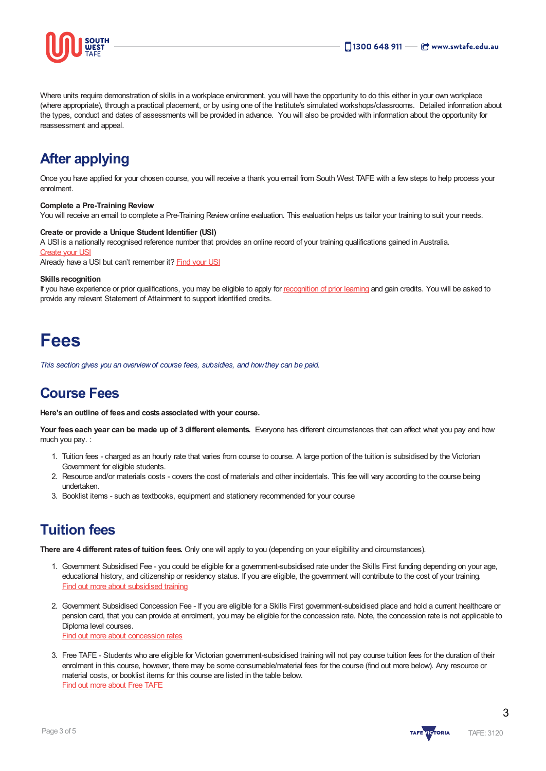Where units require demonstration of skills in a workplace environment, you will have the opportunity to do this either in your own workplace (where appropriate), through a practical placement, or by using one of the Institute's simulated workshops/classrooms. Detailed information about the types, conduct and dates of assessments will be provided in advance. You will also be provided with information about the opportunity for reassessment and appeal.

## After applying

Once you have applied for your chosen course, you will receive a thank you email from South West TAFE with a few steps to help process your enrolment.

**Complete a Pre-Training Review**
You will receive an email to complete a Pre-Training Review online evaluation. This evaluation helps us tailor your training to suit your needs.

**Create or provide a Unique Student Identifier (USI)**
A USI is a nationally recognised reference number that provides an online record of your training qualifications gained in Australia.
Create your USI
Already have a USI but can't remember it? Find your USI

**Skills recognition**
If you have experience or prior qualifications, you may be eligible to apply for recognition of prior learning and gain credits. You will be asked to provide any relevant Statement of Attainment to support identified credits.

# Fees

*This section gives you an overview of course fees, subsidies, and how they can be paid.*

## Course Fees

**Here's an outline of fees and costs associated with your course.**

**Your fees each year can be made up of 3 different elements.** Everyone has different circumstances that can affect what you pay and how much you pay. :

1. Tuition fees - charged as an hourly rate that varies from course to course. A large portion of the tuition is subsidised by the Victorian Government for eligible students.
2. Resource and/or materials costs - covers the cost of materials and other incidentals. This fee will vary according to the course being undertaken.
3. Booklist items - such as textbooks, equipment and stationery recommended for your course

## Tuition fees

**There are 4 different rates of tuition fees.** Only one will apply to you (depending on your eligibility and circumstances).

1. Government Subsidised Fee - you could be eligible for a government-subsidised rate under the Skills First funding depending on your age, educational history, and citizenship or residency status. If you are eligible, the government will contribute to the cost of your training.
   Find out more about subsidised training

2. Government Subsidised Concession Fee - If you are eligible for a Skills First government-subsidised place and hold a current healthcare or pension card, that you can provide at enrolment, you may be eligible for the concession rate. Note, the concession rate is not applicable to Diploma level courses.
   Find out more about concession rates

3. Free TAFE - Students who are eligible for Victorian government-subsidised training will not pay course tuition fees for the duration of their enrolment in this course, however, there may be some consumable/material fees for the course (find out more below). Any resource or material costs, or booklist items for this course are listed in the table below.
   Find out more about Free TAFE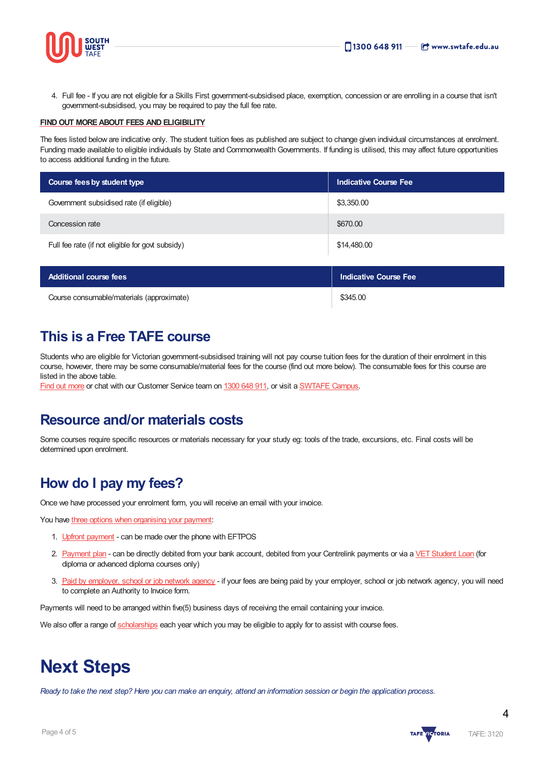4. Full fee - If you are not eligible for a Skills First government-subsidised place, exemption, concession or are enrolling in a course that isn't government-subsidised, you may be required to pay the full fee rate.

**FIND OUT MORE ABOUT FEES AND ELIGIBILITY**

The fees listed below are indicative only. The student tuition fees as published are subject to change given individual circumstances at enrolment. Funding made available to eligible individuals by State and Commonwealth Governments. If funding is utilised, this may affect future opportunities to access additional funding in the future.

| Course fees by student type | Indicative Course Fee |
| --- | --- |
| Government subsidised rate (if eligible) | $3,350.00 |
| Concession rate | $670.00 |
| Full fee rate (if not eligible for govt subsidy) | $14,480.00 |

| Additional course fees | Indicative Course Fee |
| --- | --- |
| Course consumable/materials (approximate) | $345.00 |

## This is a Free TAFE course

Students who are eligible for Victorian government-subsidised training will not pay course tuition fees for the duration of their enrolment in this course, however, there may be some consumable/material fees for the course (find out more below). The consumable fees for this course are listed in the above table.
Find out more or chat with our Customer Service team on 1300 648 911, or visit a SWTAFE Campus.

## Resource and/or materials costs

Some courses require specific resources or materials necessary for your study eg: tools of the trade, excursions, etc. Final costs will be determined upon enrolment.

## How do I pay my fees?

Once we have processed your enrolment form, you will receive an email with your invoice.

You have three options when organising your payment:

1. Upfront payment - can be made over the phone with EFTPOS
2. Payment plan - can be directly debited from your bank account, debited from your Centrelink payments or via a VET Student Loan (for diploma or advanced diploma courses only)
3. Paid by employer, school or job network agency - if your fees are being paid by your employer, school or job network agency, you will need to complete an Authority to Invoice form.

Payments will need to be arranged within five(5) business days of receiving the email containing your invoice.

We also offer a range of scholarships each year which you may be eligible to apply for to assist with course fees.

# Next Steps

*Ready to take the next step? Here you can make an enquiry, attend an information session or begin the application process.*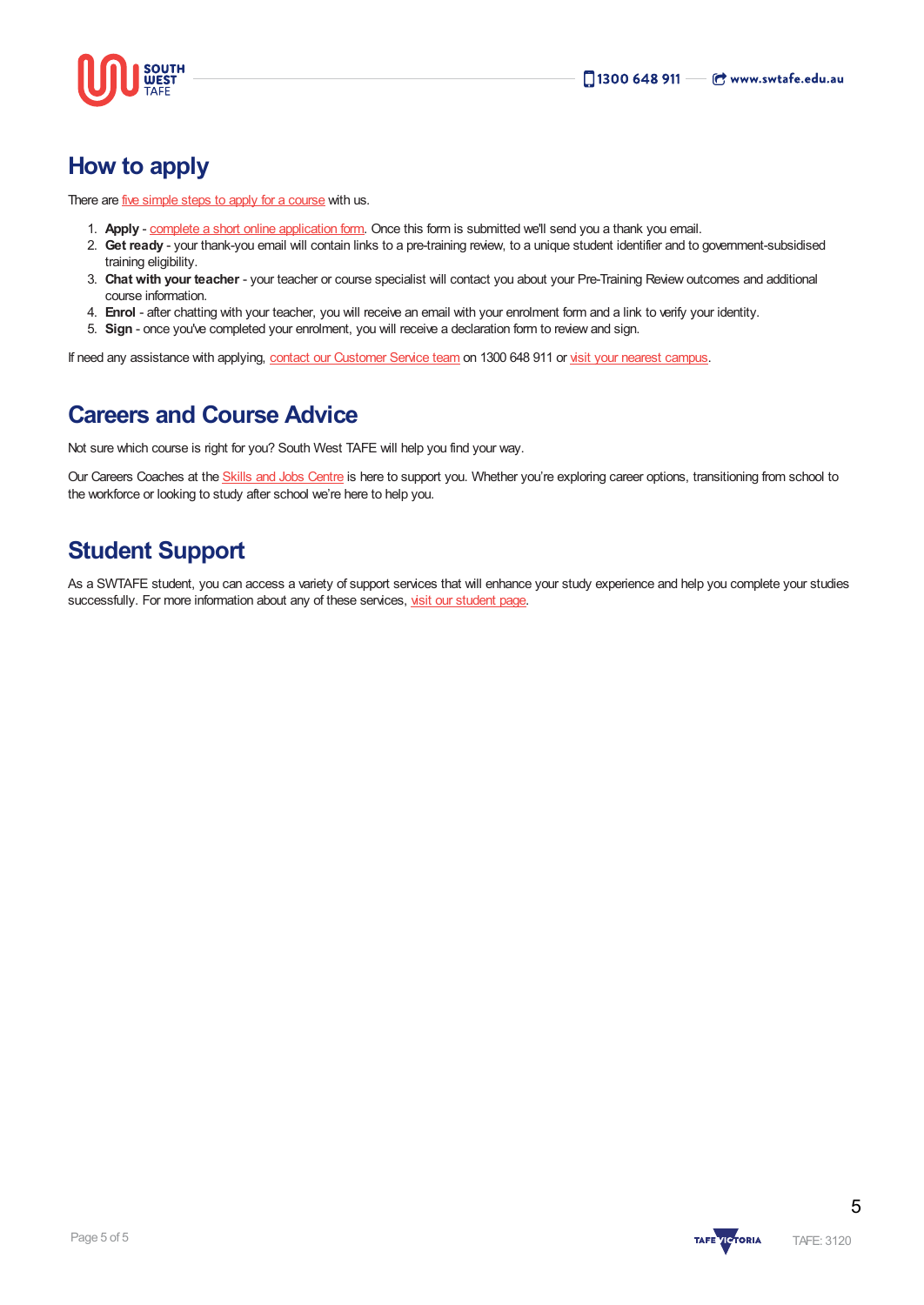## How to apply

There are five simple steps to apply for a course with us.

1. **Apply** - complete a short online application form. Once this form is submitted we'll send you a thank you email.
2. **Get ready** - your thank-you email will contain links to a pre-training review, to a unique student identifier and to government-subsidised training eligibility.
3. **Chat with your teacher** - your teacher or course specialist will contact you about your Pre-Training Review outcomes and additional course information.
4. **Enrol** - after chatting with your teacher, you will receive an email with your enrolment form and a link to verify your identity.
5. **Sign** - once you've completed your enrolment, you will receive a declaration form to review and sign.

If need any assistance with applying, contact our Customer Service team on 1300 648 911 or visit your nearest campus.

## Careers and Course Advice

Not sure which course is right for you? South West TAFE will help you find your way.

Our Careers Coaches at the Skills and Jobs Centre is here to support you. Whether you're exploring career options, transitioning from school to the workforce or looking to study after school we're here to help you.

## Student Support

As a SWTAFE student, you can access a variety of support services that will enhance your study experience and help you complete your studies successfully. For more information about any of these services, visit our student page.